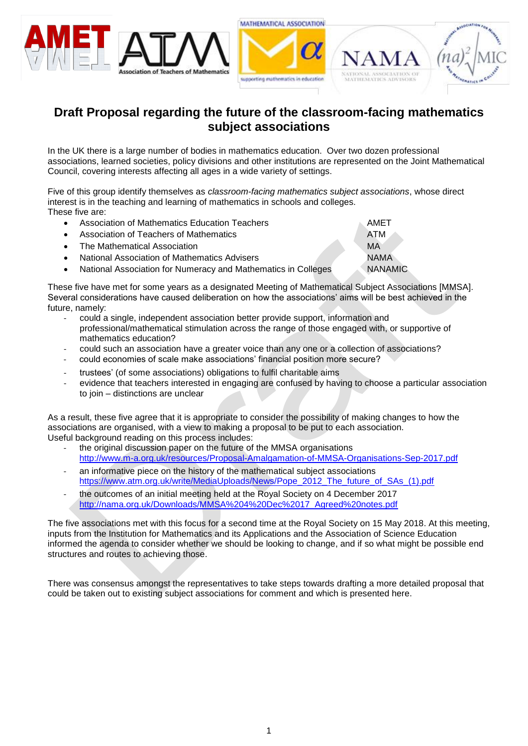# Draft Proposal regarding the future of the classroom-facing mathematics subject associations

In the UK there is a large number of bodies in mathematics education. Over two dozen professional associations, learned societies, policy divisions and other institutions are represented on the Joint Mathematical Council, covering interests affecting all ages in a wide variety of settings.

Five of this group identify themselves as *classroom-facing mathematics subject associations*, whose direct interest is in the teaching and learning of mathematics in schools and colleges.
These five are:

- Association of Mathematics Education Teachers — AMET
- Association of Teachers of Mathematics — ATM
- The Mathematical Association — MA
- National Association of Mathematics Advisers — NAMA
- National Association for Numeracy and Mathematics in Colleges — NANAMIC

These five have met for some years as a designated Meeting of Mathematical Subject Associations [MMSA]. Several considerations have caused deliberation on how the associations' aims will be best achieved in the future, namely:

- could a single, independent association better provide support, information and professional/mathematical stimulation across the range of those engaged with, or supportive of mathematics education?
- could such an association have a greater voice than any one or a collection of associations?
- could economies of scale make associations' financial position more secure?
- trustees' (of some associations) obligations to fulfil charitable aims
- evidence that teachers interested in engaging are confused by having to choose a particular association to join – distinctions are unclear

As a result, these five agree that it is appropriate to consider the possibility of making changes to how the associations are organised, with a view to making a proposal to be put to each association.
Useful background reading on this process includes:

- the original discussion paper on the future of the MMSA organisations
  http://www.m-a.org.uk/resources/Proposal-Amalgamation-of-MMSA-Organisations-Sep-2017.pdf
- an informative piece on the history of the mathematical subject associations
  https://www.atm.org.uk/write/MediaUploads/News/Pope_2012_The_future_of_SAs_(1).pdf
- the outcomes of an initial meeting held at the Royal Society on 4 December 2017
  http://nama.org.uk/Downloads/MMSA%204%20Dec%2017_Agreed%20notes.pdf

The five associations met with this focus for a second time at the Royal Society on 15 May 2018. At this meeting, inputs from the Institution for Mathematics and its Applications and the Association of Science Education informed the agenda to consider whether we should be looking to change, and if so what might be possible end structures and routes to achieving those.

There was consensus amongst the representatives to take steps towards drafting a more detailed proposal that could be taken out to existing subject associations for comment and which is presented here.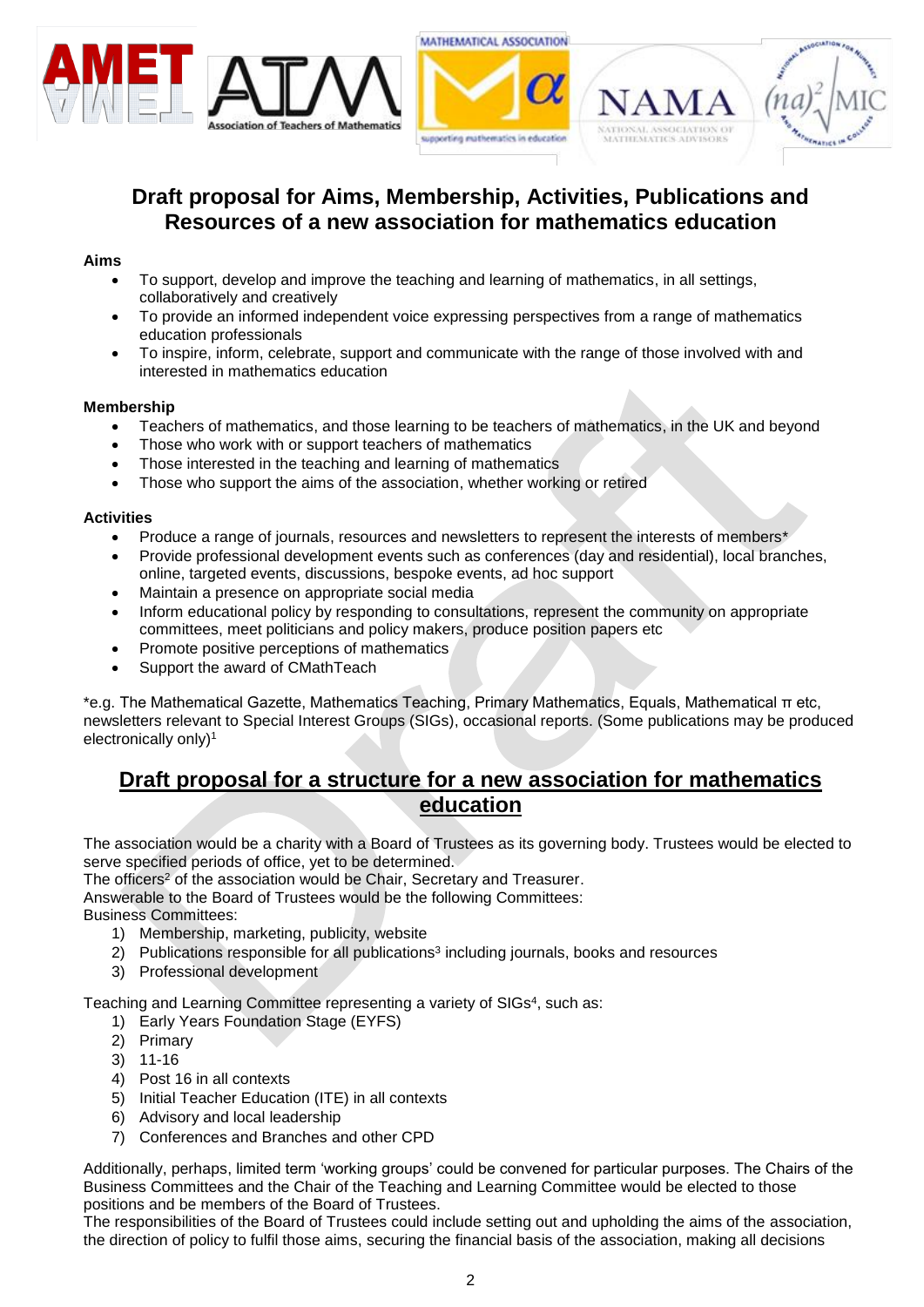# Draft proposal for Aims, Membership, Activities, Publications and Resources of a new association for mathematics education

**Aims**

- To support, develop and improve the teaching and learning of mathematics, in all settings, collaboratively and creatively
- To provide an informed independent voice expressing perspectives from a range of mathematics education professionals
- To inspire, inform, celebrate, support and communicate with the range of those involved with and interested in mathematics education

**Membership**

- Teachers of mathematics, and those learning to be teachers of mathematics, in the UK and beyond
- Those who work with or support teachers of mathematics
- Those interested in the teaching and learning of mathematics
- Those who support the aims of the association, whether working or retired

**Activities**

- Produce a range of journals, resources and newsletters to represent the interests of members*
- Provide professional development events such as conferences (day and residential), local branches, online, targeted events, discussions, bespoke events, ad hoc support
- Maintain a presence on appropriate social media
- Inform educational policy by responding to consultations, represent the community on appropriate committees, meet politicians and policy makers, produce position papers etc
- Promote positive perceptions of mathematics
- Support the award of CMathTeach

*e.g. The Mathematical Gazette, Mathematics Teaching, Primary Mathematics, Equals, Mathematical π etc, newsletters relevant to Special Interest Groups (SIGs), occasional reports. (Some publications may be produced electronically only)[1]

## Draft proposal for a structure for a new association for mathematics education

The association would be a charity with a Board of Trustees as its governing body. Trustees would be elected to serve specified periods of office, yet to be determined.
The officers[2] of the association would be Chair, Secretary and Treasurer.
Answerable to the Board of Trustees would be the following Committees:
Business Committees:

1) Membership, marketing, publicity, website
2) Publications responsible for all publications[3] including journals, books and resources
3) Professional development

Teaching and Learning Committee representing a variety of SIGs[4], such as:

1) Early Years Foundation Stage (EYFS)
2) Primary
3) 11-16
4) Post 16 in all contexts
5) Initial Teacher Education (ITE) in all contexts
6) Advisory and local leadership
7) Conferences and Branches and other CPD

Additionally, perhaps, limited term 'working groups' could be convened for particular purposes. The Chairs of the Business Committees and the Chair of the Teaching and Learning Committee would be elected to those positions and be members of the Board of Trustees.
The responsibilities of the Board of Trustees could include setting out and upholding the aims of the association, the direction of policy to fulfil those aims, securing the financial basis of the association, making all decisions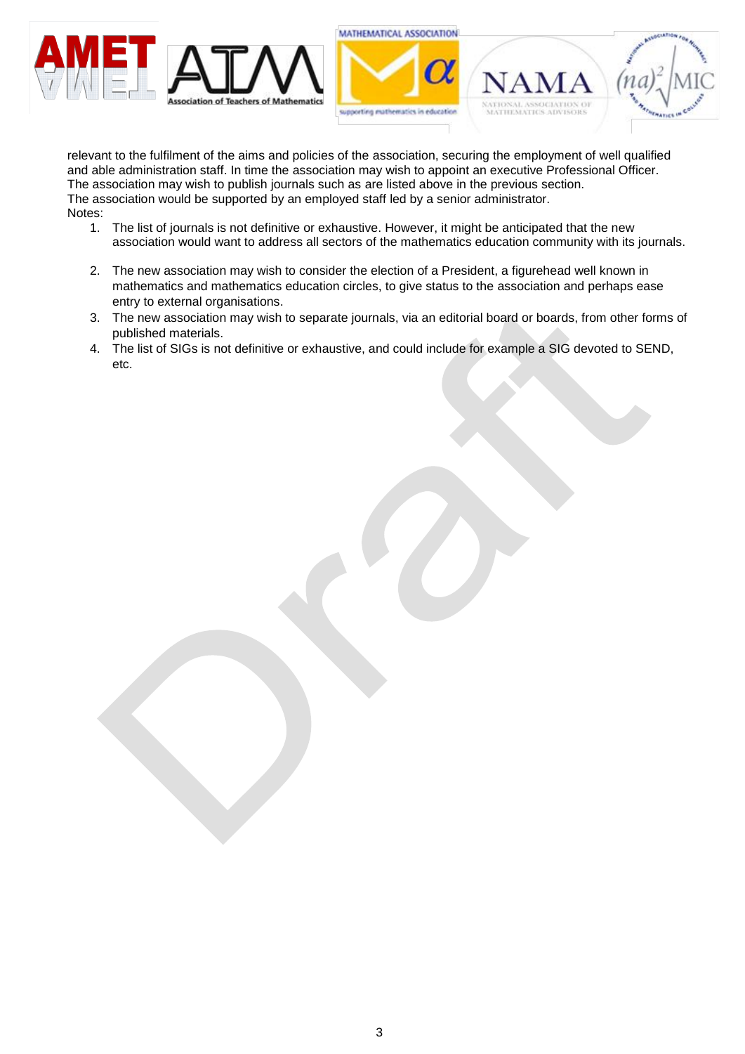relevant to the fulfilment of the aims and policies of the association, securing the employment of well qualified and able administration staff. In time the association may wish to appoint an executive Professional Officer. The association may wish to publish journals such as are listed above in the previous section. The association would be supported by an employed staff led by a senior administrator.

Notes:

1. The list of journals is not definitive or exhaustive. However, it might be anticipated that the new association would want to address all sectors of the mathematics education community with its journals.
2. The new association may wish to consider the election of a President, a figurehead well known in mathematics and mathematics education circles, to give status to the association and perhaps ease entry to external organisations.
3. The new association may wish to separate journals, via an editorial board or boards, from other forms of published materials.
4. The list of SIGs is not definitive or exhaustive, and could include for example a SIG devoted to SEND, etc.